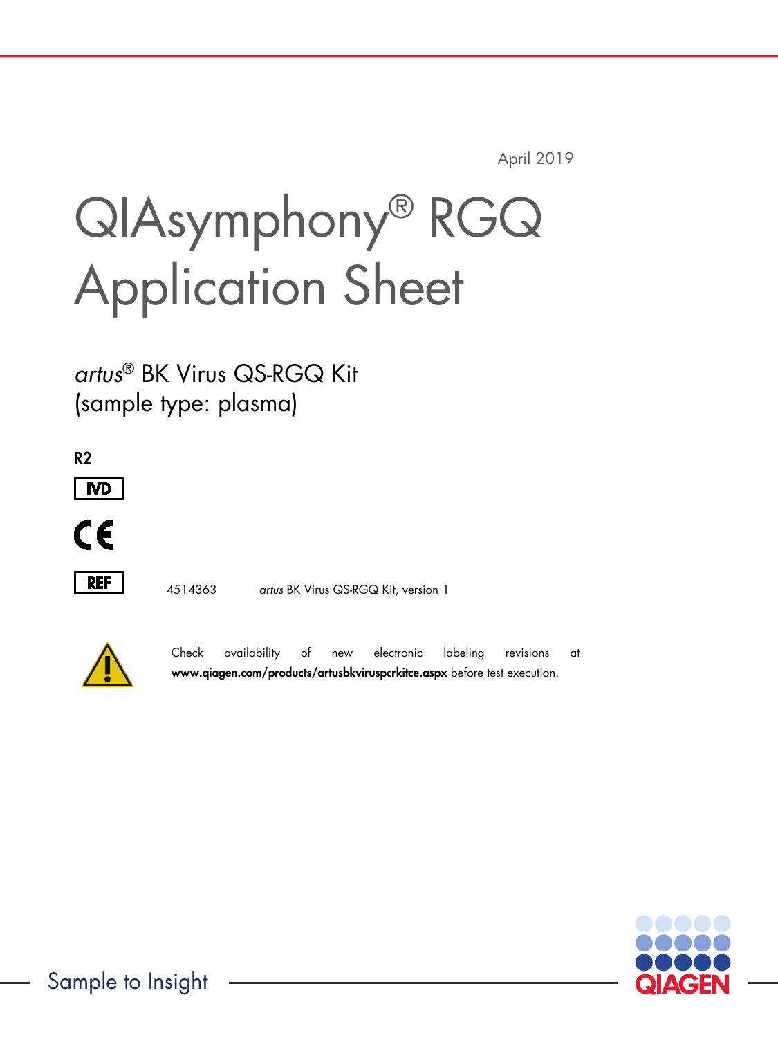April 2019

# QIAsymphony® RGQ Application Sheet

## *artus*® BK Virus QS-RGQ Kit (sample type: plasma)

**R2**

IVD

CE

REF 4514363 *artus* BK Virus QS-RGQ Kit, version 1

Check availability of new electronic labeling revisions at **www.qiagen.com/products/artusbkviruspcrkitce.aspx** before test execution.

Sample to Insight

QIAGEN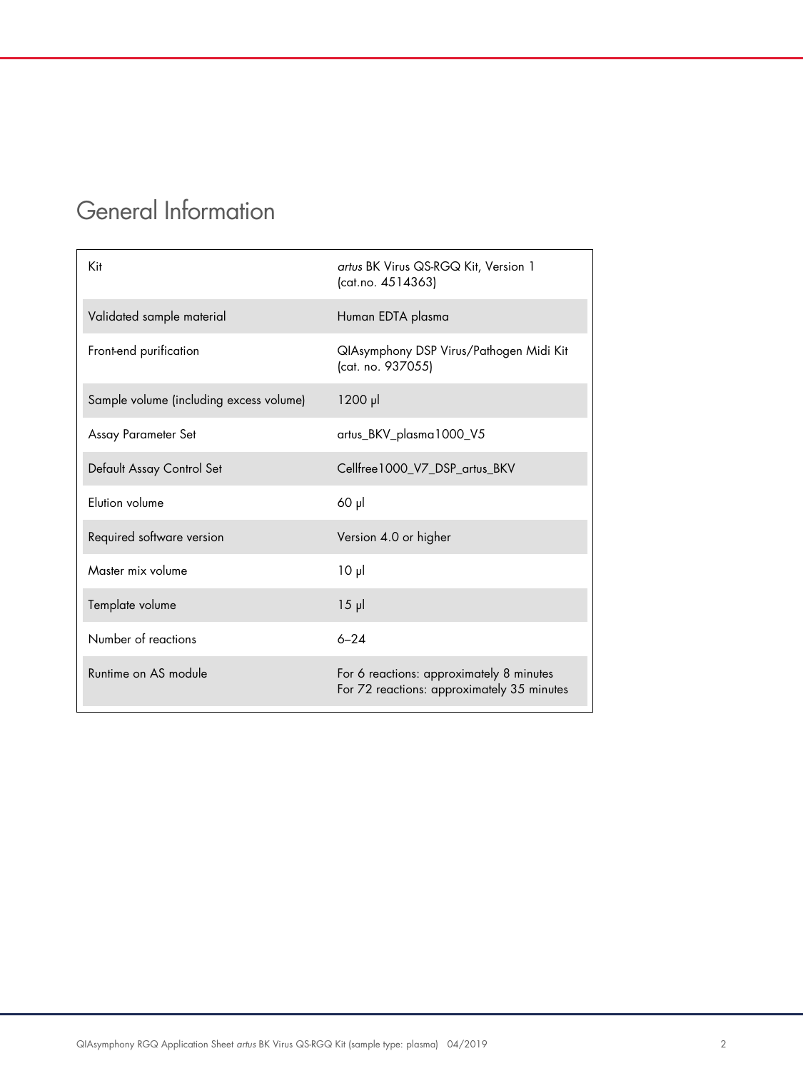# General Information

| | |
|---|---|
| Kit | *artus* BK Virus QS-RGQ Kit, Version 1 (cat.no. 4514363) |
| Validated sample material | Human EDTA plasma |
| Front-end purification | QIAsymphony DSP Virus/Pathogen Midi Kit (cat. no. 937055) |
| Sample volume (including excess volume) | 1200 µl |
| Assay Parameter Set | artus_BKV_plasma1000_V5 |
| Default Assay Control Set | Cellfree1000_V7_DSP_artus_BKV |
| Elution volume | 60 µl |
| Required software version | Version 4.0 or higher |
| Master mix volume | 10 µl |
| Template volume | 15 µl |
| Number of reactions | 6–24 |
| Runtime on AS module | For 6 reactions: approximately 8 minutes<br>For 72 reactions: approximately 35 minutes |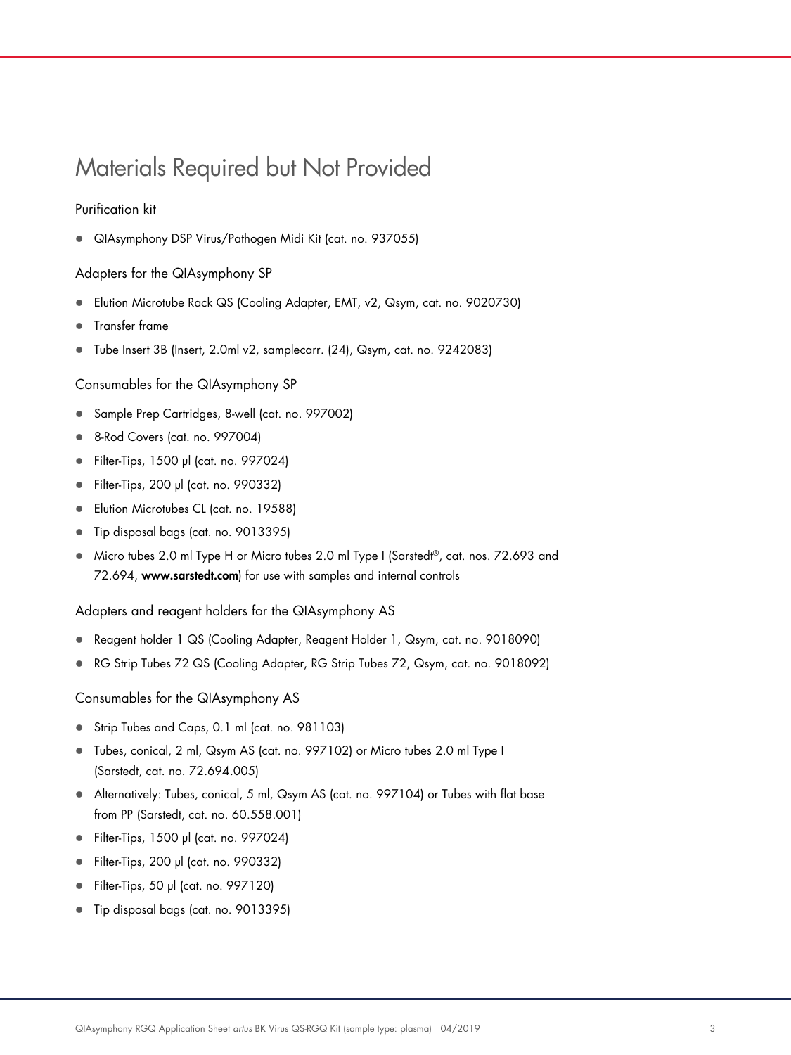# Materials Required but Not Provided

### Purification kit

- QIAsymphony DSP Virus/Pathogen Midi Kit (cat. no. 937055)

### Adapters for the QIAsymphony SP

- Elution Microtube Rack QS (Cooling Adapter, EMT, v2, Qsym, cat. no. 9020730)
- Transfer frame
- Tube Insert 3B (Insert, 2.0ml v2, samplecarr. (24), Qsym, cat. no. 9242083)

### Consumables for the QIAsymphony SP

- Sample Prep Cartridges, 8-well (cat. no. 997002)
- 8-Rod Covers (cat. no. 997004)
- Filter-Tips, 1500 µl (cat. no. 997024)
- Filter-Tips, 200 µl (cat. no. 990332)
- Elution Microtubes CL (cat. no. 19588)
- Tip disposal bags (cat. no. 9013395)
- Micro tubes 2.0 ml Type H or Micro tubes 2.0 ml Type I (Sarstedt®, cat. nos. 72.693 and 72.694, **www.sarstedt.com**) for use with samples and internal controls

### Adapters and reagent holders for the QIAsymphony AS

- Reagent holder 1 QS (Cooling Adapter, Reagent Holder 1, Qsym, cat. no. 9018090)
- RG Strip Tubes 72 QS (Cooling Adapter, RG Strip Tubes 72, Qsym, cat. no. 9018092)

### Consumables for the QIAsymphony AS

- Strip Tubes and Caps, 0.1 ml (cat. no. 981103)
- Tubes, conical, 2 ml, Qsym AS (cat. no. 997102) or Micro tubes 2.0 ml Type I (Sarstedt, cat. no. 72.694.005)
- Alternatively: Tubes, conical, 5 ml, Qsym AS (cat. no. 997104) or Tubes with flat base from PP (Sarstedt, cat. no. 60.558.001)
- Filter-Tips, 1500 µl (cat. no. 997024)
- Filter-Tips, 200 µl (cat. no. 990332)
- Filter-Tips, 50 µl (cat. no. 997120)
- Tip disposal bags (cat. no. 9013395)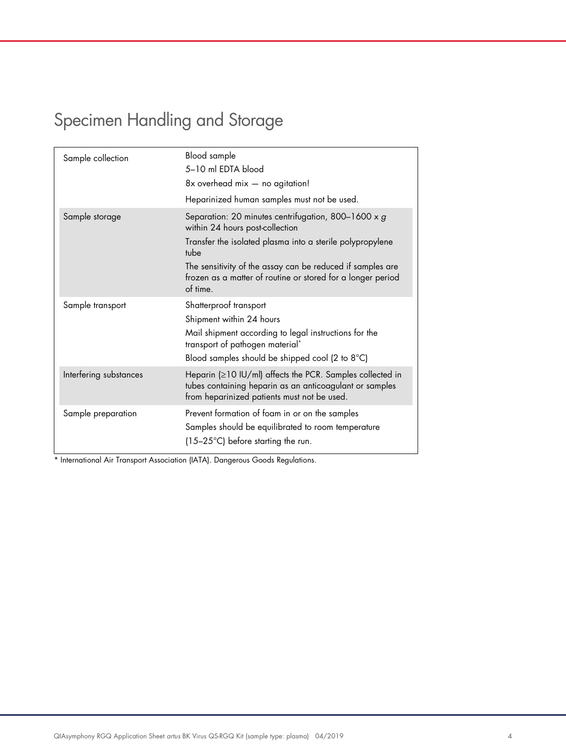# Specimen Handling and Storage

| | |
|---|---|
| Sample collection | Blood sample<br>5–10 ml EDTA blood<br>8x overhead mix — no agitation!<br>Heparinized human samples must not be used. |
| Sample storage | Separation: 20 minutes centrifugation, 800–1600 x *g* within 24 hours post-collection<br>Transfer the isolated plasma into a sterile polypropylene tube<br>The sensitivity of the assay can be reduced if samples are frozen as a matter of routine or stored for a longer period of time. |
| Sample transport | Shatterproof transport<br>Shipment within 24 hours<br>Mail shipment according to legal instructions for the transport of pathogen material*<br>Blood samples should be shipped cool (2 to 8°C) |
| Interfering substances | Heparin (≥10 IU/ml) affects the PCR. Samples collected in tubes containing heparin as an anticoagulant or samples from heparinized patients must not be used. |
| Sample preparation | Prevent formation of foam in or on the samples<br>Samples should be equilibrated to room temperature<br>(15–25°C) before starting the run. |

* International Air Transport Association (IATA). Dangerous Goods Regulations.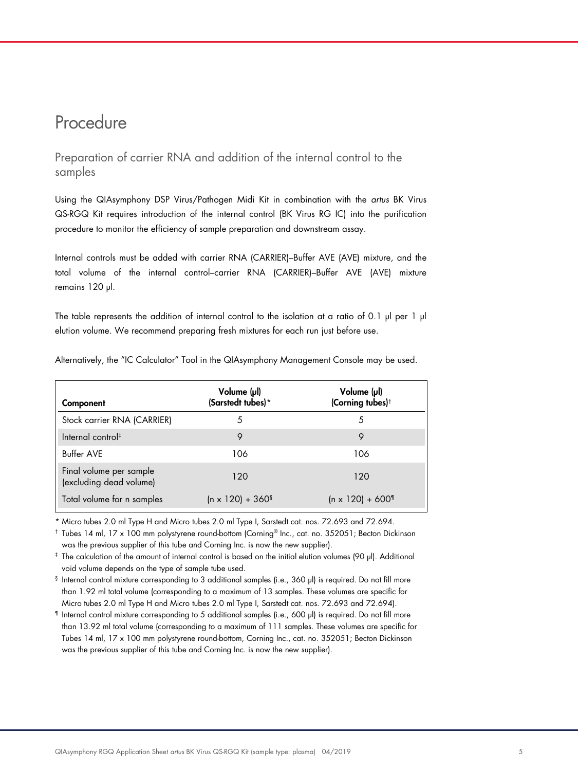# Procedure

## Preparation of carrier RNA and addition of the internal control to the samples

Using the QIAsymphony DSP Virus/Pathogen Midi Kit in combination with the *artus* BK Virus QS-RGQ Kit requires introduction of the internal control (BK Virus RG IC) into the purification procedure to monitor the efficiency of sample preparation and downstream assay.

Internal controls must be added with carrier RNA (CARRIER)–Buffer AVE (AVE) mixture, and the total volume of the internal control–carrier RNA (CARRIER)–Buffer AVE (AVE) mixture remains 120 µl.

The table represents the addition of internal control to the isolation at a ratio of 0.1 µl per 1 µl elution volume. We recommend preparing fresh mixtures for each run just before use.

Alternatively, the "IC Calculator" Tool in the QIAsymphony Management Console may be used.

| Component | Volume (µl) (Sarstedt tubes)* | Volume (µl) (Corning tubes)† |
|---|---|---|
| Stock carrier RNA (CARRIER) | 5 | 5 |
| Internal control‡ | 9 | 9 |
| Buffer AVE | 106 | 106 |
| Final volume per sample (excluding dead volume) | 120 | 120 |
| Total volume for n samples | (n x 120) + 360§ | (n x 120) + 600¶ |

\* Micro tubes 2.0 ml Type H and Micro tubes 2.0 ml Type I, Sarstedt cat. nos. 72.693 and 72.694.

† Tubes 14 ml, 17 x 100 mm polystyrene round-bottom (Corning® Inc., cat. no. 352051; Becton Dickinson was the previous supplier of this tube and Corning Inc. is now the new supplier).

‡ The calculation of the amount of internal control is based on the initial elution volumes (90 µl). Additional void volume depends on the type of sample tube used.

§ Internal control mixture corresponding to 3 additional samples (i.e., 360 µl) is required. Do not fill more than 1.92 ml total volume (corresponding to a maximum of 13 samples. These volumes are specific for Micro tubes 2.0 ml Type H and Micro tubes 2.0 ml Type I, Sarstedt cat. nos. 72.693 and 72.694).

¶ Internal control mixture corresponding to 5 additional samples (i.e., 600 µl) is required. Do not fill more than 13.92 ml total volume (corresponding to a maximum of 111 samples. These volumes are specific for Tubes 14 ml, 17 x 100 mm polystyrene round-bottom, Corning Inc., cat. no. 352051; Becton Dickinson was the previous supplier of this tube and Corning Inc. is now the new supplier).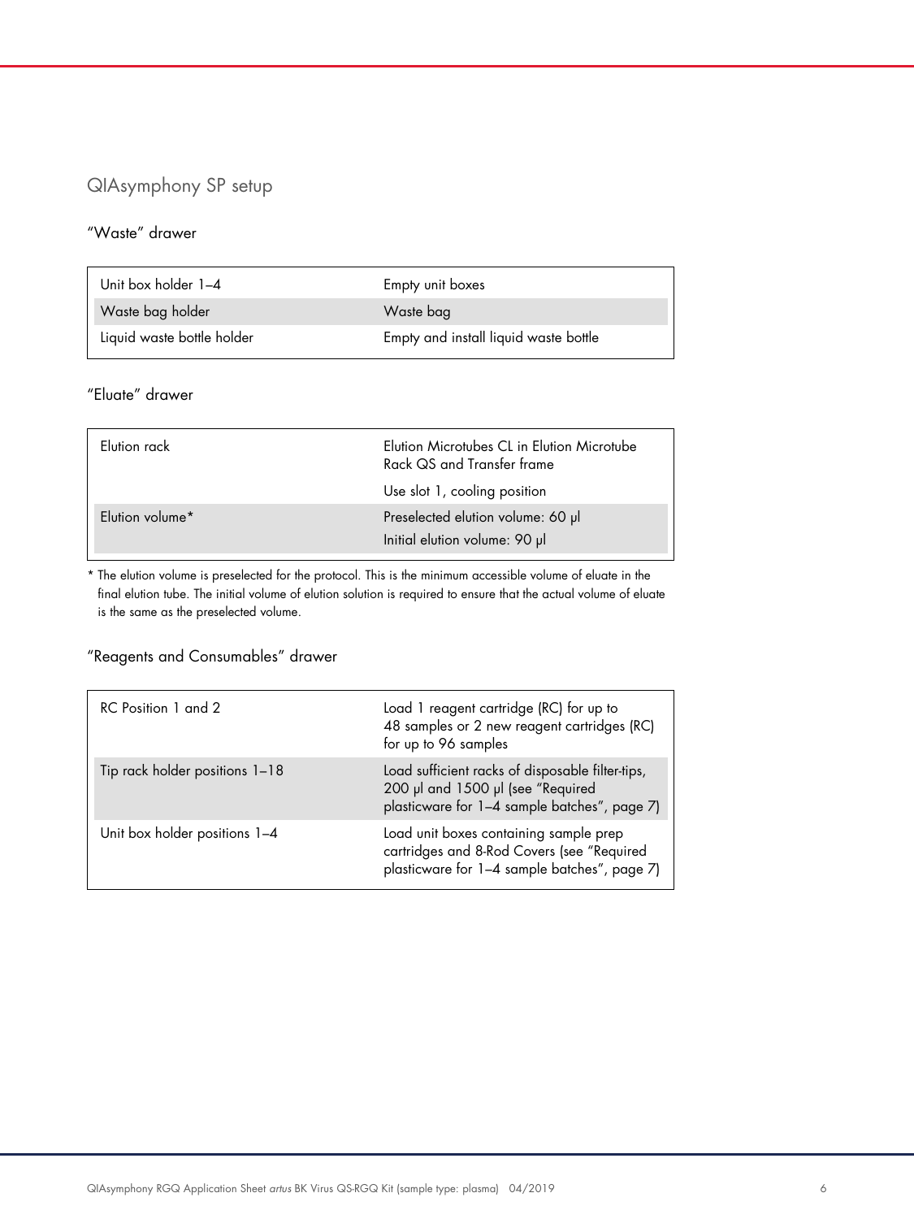## QIAsymphony SP setup

### "Waste" drawer

| | |
|---|---|
| Unit box holder 1–4 | Empty unit boxes |
| Waste bag holder | Waste bag |
| Liquid waste bottle holder | Empty and install liquid waste bottle |

### "Eluate" drawer

| | |
|---|---|
| Elution rack | Elution Microtubes CL in Elution Microtube Rack QS and Transfer frame<br>Use slot 1, cooling position |
| Elution volume* | Preselected elution volume: 60 µl<br>Initial elution volume: 90 µl |

\* The elution volume is preselected for the protocol. This is the minimum accessible volume of eluate in the final elution tube. The initial volume of elution solution is required to ensure that the actual volume of eluate is the same as the preselected volume.

### "Reagents and Consumables" drawer

| | |
|---|---|
| RC Position 1 and 2 | Load 1 reagent cartridge (RC) for up to 48 samples or 2 new reagent cartridges (RC) for up to 96 samples |
| Tip rack holder positions 1–18 | Load sufficient racks of disposable filter-tips, 200 µl and 1500 µl (see "Required plasticware for 1–4 sample batches", page 7) |
| Unit box holder positions 1–4 | Load unit boxes containing sample prep cartridges and 8-Rod Covers (see "Required plasticware for 1–4 sample batches", page 7) |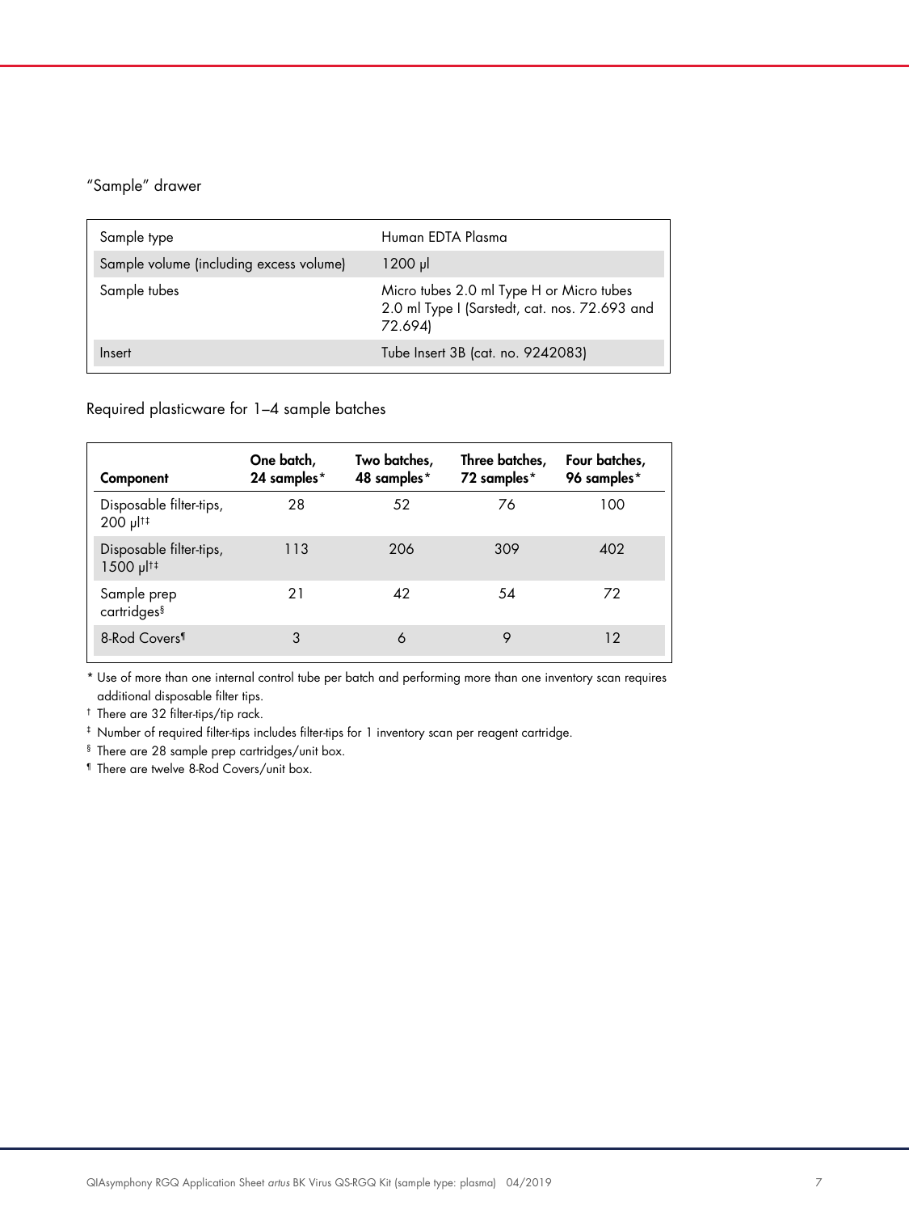"Sample" drawer

| | |
|---|---|
| Sample type | Human EDTA Plasma |
| Sample volume (including excess volume) | 1200 µl |
| Sample tubes | Micro tubes 2.0 ml Type H or Micro tubes 2.0 ml Type I (Sarstedt, cat. nos. 72.693 and 72.694) |
| Insert | Tube Insert 3B (cat. no. 9242083) |

Required plasticware for 1–4 sample batches

| Component | One batch, 24 samples* | Two batches, 48 samples* | Three batches, 72 samples* | Four batches, 96 samples* |
|---|---|---|---|---|
| Disposable filter-tips, 200 µl†‡ | 28 | 52 | 76 | 100 |
| Disposable filter-tips, 1500 µl†‡ | 113 | 206 | 309 | 402 |
| Sample prep cartridges§ | 21 | 42 | 54 | 72 |
| 8-Rod Covers¶ | 3 | 6 | 9 | 12 |

\* Use of more than one internal control tube per batch and performing more than one inventory scan requires additional disposable filter tips.

† There are 32 filter-tips/tip rack.

‡ Number of required filter-tips includes filter-tips for 1 inventory scan per reagent cartridge.

§ There are 28 sample prep cartridges/unit box.

¶ There are twelve 8-Rod Covers/unit box.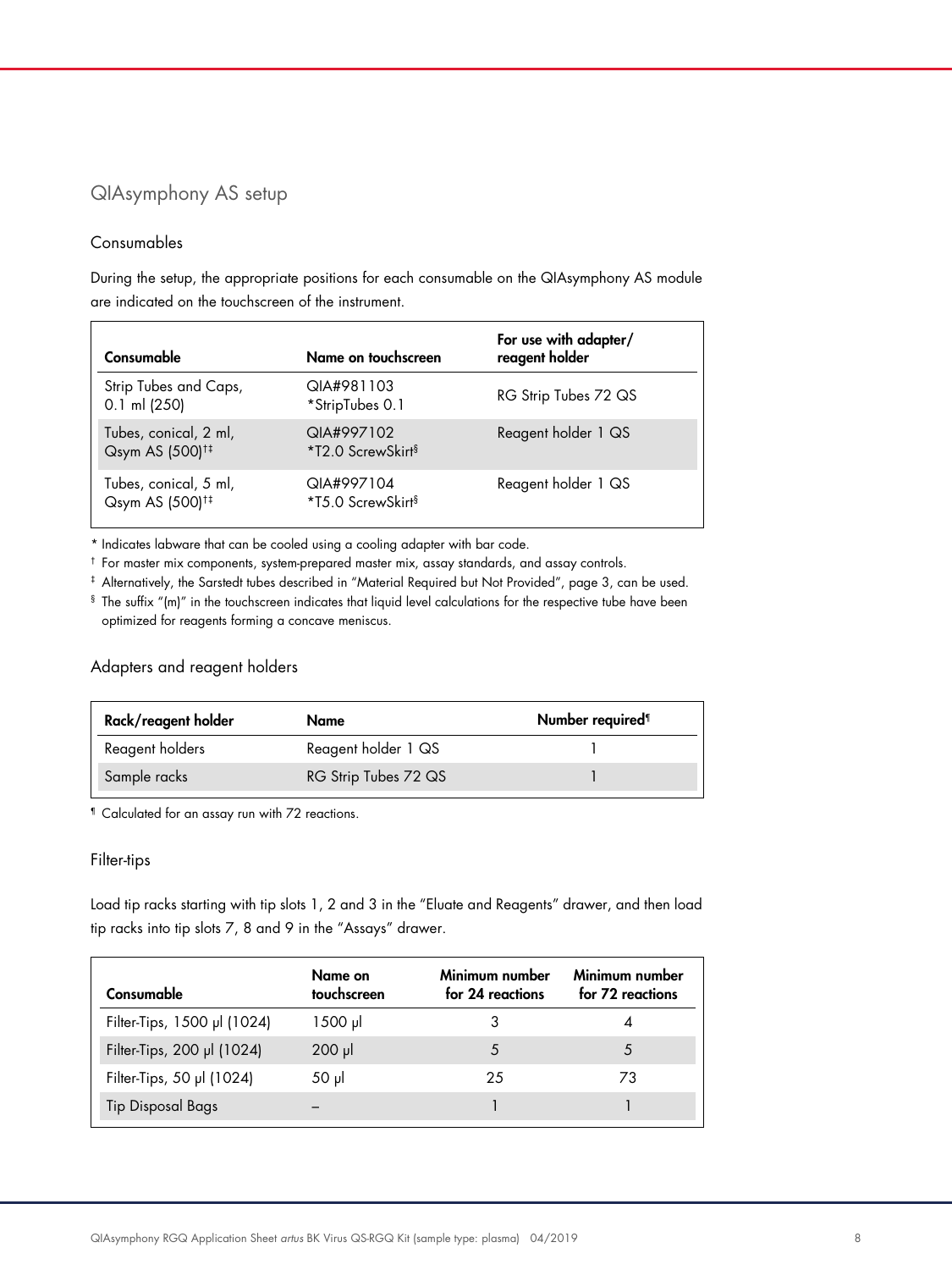## QIAsymphony AS setup

### Consumables

During the setup, the appropriate positions for each consumable on the QIAsymphony AS module are indicated on the touchscreen of the instrument.

| Consumable | Name on touchscreen | For use with adapter/ reagent holder |
|---|---|---|
| Strip Tubes and Caps, 0.1 ml (250) | QIA#981103 *StripTubes 0.1 | RG Strip Tubes 72 QS |
| Tubes, conical, 2 ml, Qsym AS (500)†‡ | QIA#997102 *T2.0 ScrewSkirt§ | Reagent holder 1 QS |
| Tubes, conical, 5 ml, Qsym AS (500)†‡ | QIA#997104 *T5.0 ScrewSkirt§ | Reagent holder 1 QS |

\* Indicates labware that can be cooled using a cooling adapter with bar code.

† For master mix components, system-prepared master mix, assay standards, and assay controls.

‡ Alternatively, the Sarstedt tubes described in "Material Required but Not Provided", page 3, can be used.

§ The suffix "(m)" in the touchscreen indicates that liquid level calculations for the respective tube have been optimized for reagents forming a concave meniscus.

### Adapters and reagent holders

| Rack/reagent holder | Name | Number required¶ |
|---|---|---|
| Reagent holders | Reagent holder 1 QS | 1 |
| Sample racks | RG Strip Tubes 72 QS | 1 |

¶ Calculated for an assay run with 72 reactions.

### Filter-tips

Load tip racks starting with tip slots 1, 2 and 3 in the "Eluate and Reagents" drawer, and then load tip racks into tip slots 7, 8 and 9 in the "Assays" drawer.

| Consumable | Name on touchscreen | Minimum number for 24 reactions | Minimum number for 72 reactions |
|---|---|---|---|
| Filter-Tips, 1500 µl (1024) | 1500 µl | 3 | 4 |
| Filter-Tips, 200 µl (1024) | 200 µl | 5 | 5 |
| Filter-Tips, 50 µl (1024) | 50 µl | 25 | 73 |
| Tip Disposal Bags | – | 1 | 1 |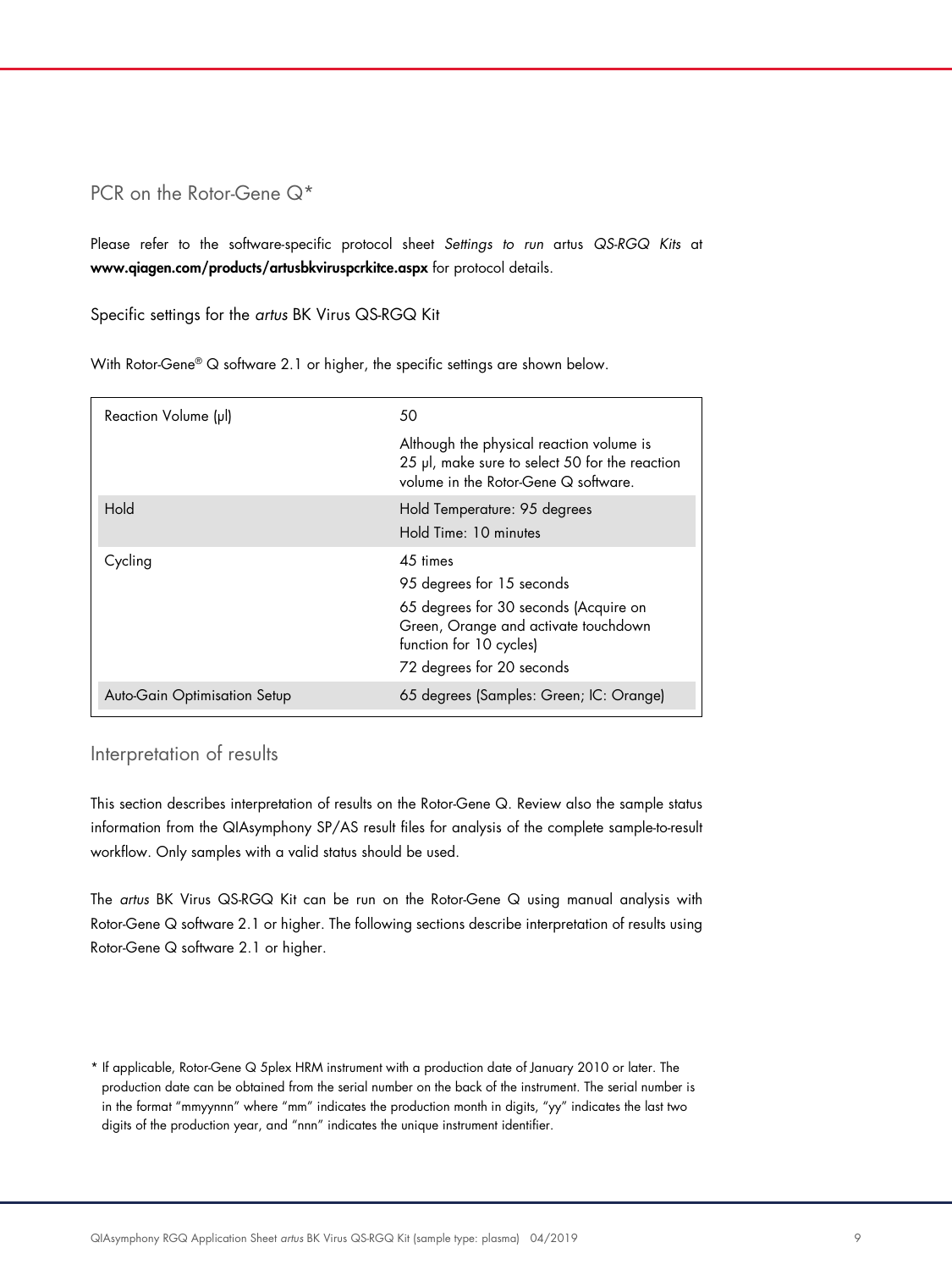## PCR on the Rotor-Gene Q*

Please refer to the software-specific protocol sheet *Settings to run* artus *QS-RGQ Kits* at **www.qiagen.com/products/artusbkviruspcrkitce.aspx** for protocol details.

### Specific settings for the *artus* BK Virus QS-RGQ Kit

With Rotor-Gene® Q software 2.1 or higher, the specific settings are shown below.

| | |
|---|---|
| Reaction Volume (µl) | 50<br>Although the physical reaction volume is 25 µl, make sure to select 50 for the reaction volume in the Rotor-Gene Q software. |
| Hold | Hold Temperature: 95 degrees<br>Hold Time: 10 minutes |
| Cycling | 45 times<br>95 degrees for 15 seconds<br>65 degrees for 30 seconds (Acquire on Green, Orange and activate touchdown function for 10 cycles)<br>72 degrees for 20 seconds |
| Auto-Gain Optimisation Setup | 65 degrees (Samples: Green; IC: Orange) |

## Interpretation of results

This section describes interpretation of results on the Rotor-Gene Q. Review also the sample status information from the QIAsymphony SP/AS result files for analysis of the complete sample-to-result workflow. Only samples with a valid status should be used.

The *artus* BK Virus QS-RGQ Kit can be run on the Rotor-Gene Q using manual analysis with Rotor-Gene Q software 2.1 or higher. The following sections describe interpretation of results using Rotor-Gene Q software 2.1 or higher.

\* If applicable, Rotor-Gene Q 5plex HRM instrument with a production date of January 2010 or later. The production date can be obtained from the serial number on the back of the instrument. The serial number is in the format "mmyynnn" where "mm" indicates the production month in digits, "yy" indicates the last two digits of the production year, and "nnn" indicates the unique instrument identifier.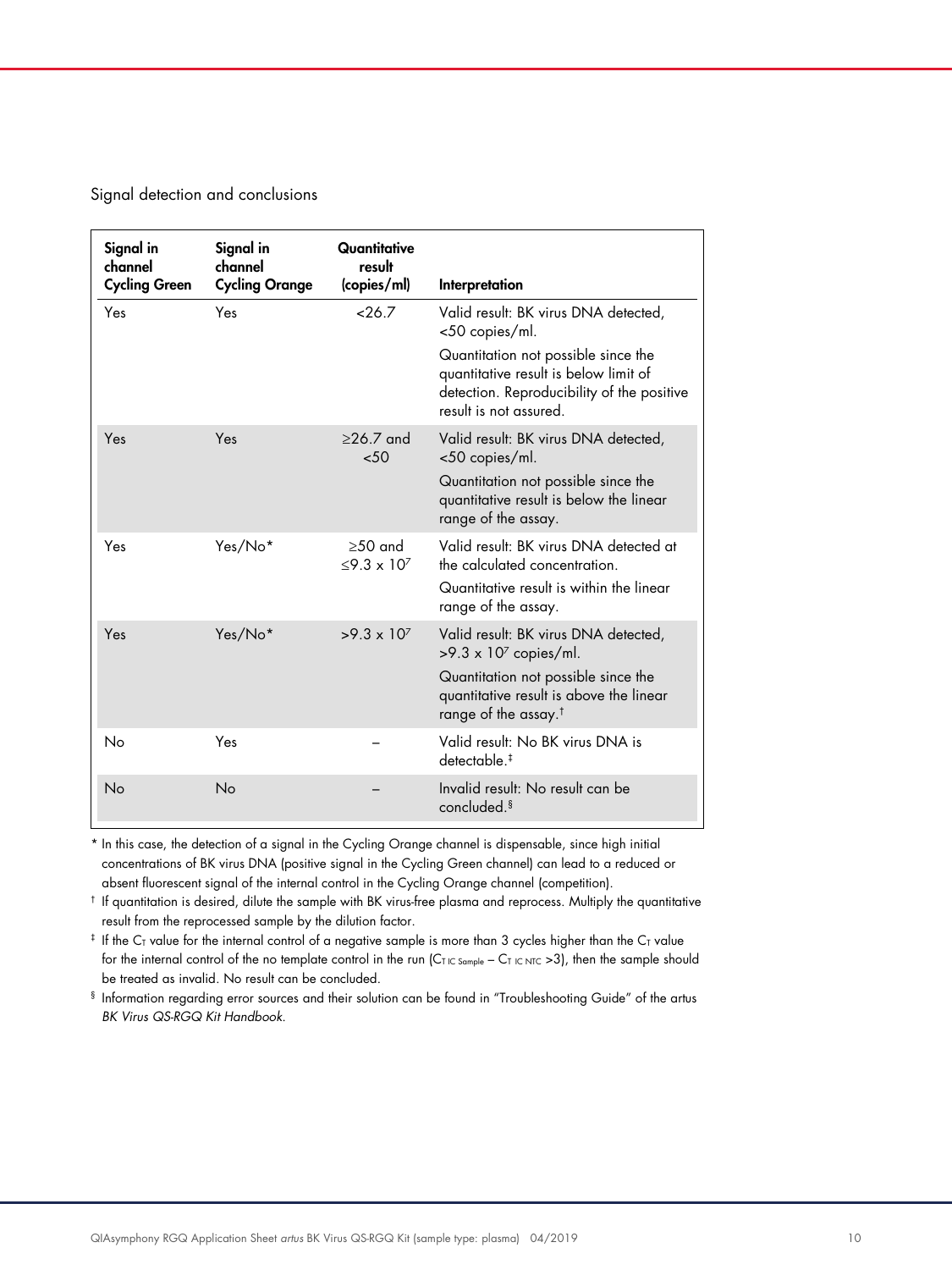Signal detection and conclusions

| Signal in channel Cycling Green | Signal in channel Cycling Orange | Quantitative result (copies/ml) | Interpretation |
|---|---|---|---|
| Yes | Yes | <26.7 | Valid result: BK virus DNA detected, <50 copies/ml.<br>Quantitation not possible since the quantitative result is below limit of detection. Reproducibility of the positive result is not assured. |
| Yes | Yes | ≥26.7 and <50 | Valid result: BK virus DNA detected, <50 copies/ml.<br>Quantitation not possible since the quantitative result is below the linear range of the assay. |
| Yes | Yes/No* | ≥50 and ≤9.3 x $10^7$ | Valid result: BK virus DNA detected at the calculated concentration.<br>Quantitative result is within the linear range of the assay. |
| Yes | Yes/No* | >9.3 x $10^7$ | Valid result: BK virus DNA detected, >9.3 x $10^7$ copies/ml.<br>Quantitation not possible since the quantitative result is above the linear range of the assay.† |
| No | Yes | – | Valid result: No BK virus DNA is detectable.‡ |
| No | No | – | Invalid result: No result can be concluded.§ |

\* In this case, the detection of a signal in the Cycling Orange channel is dispensable, since high initial concentrations of BK virus DNA (positive signal in the Cycling Green channel) can lead to a reduced or absent fluorescent signal of the internal control in the Cycling Orange channel (competition).

† If quantitation is desired, dilute the sample with BK virus-free plasma and reprocess. Multiply the quantitative result from the reprocessed sample by the dilution factor.

‡ If the $C_T$ value for the internal control of a negative sample is more than 3 cycles higher than the $C_T$ value for the internal control of the no template control in the run ($C_{T\ IC\ Sample} - C_{T\ IC\ NTC} > 3$), then the sample should be treated as invalid. No result can be concluded.

§ Information regarding error sources and their solution can be found in "Troubleshooting Guide" of the artus *BK Virus QS-RGQ Kit Handbook*.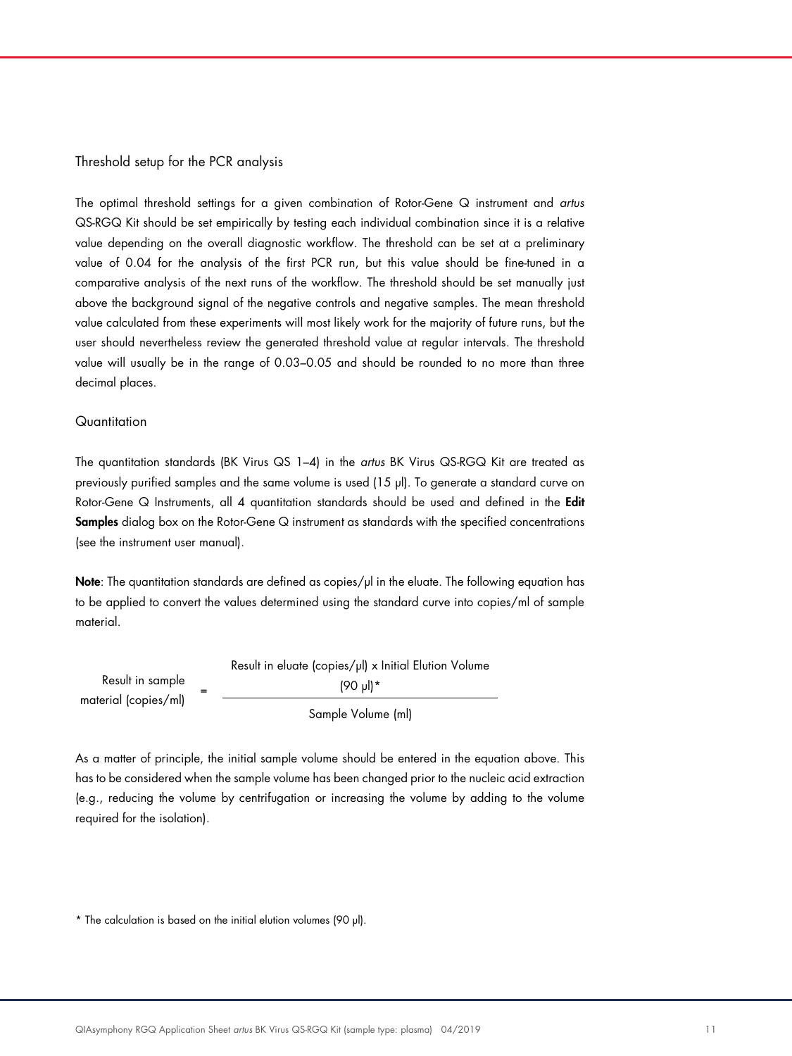## Threshold setup for the PCR analysis

The optimal threshold settings for a given combination of Rotor-Gene Q instrument and *artus* QS-RGQ Kit should be set empirically by testing each individual combination since it is a relative value depending on the overall diagnostic workflow. The threshold can be set at a preliminary value of 0.04 for the analysis of the first PCR run, but this value should be fine-tuned in a comparative analysis of the next runs of the workflow. The threshold should be set manually just above the background signal of the negative controls and negative samples. The mean threshold value calculated from these experiments will most likely work for the majority of future runs, but the user should nevertheless review the generated threshold value at regular intervals. The threshold value will usually be in the range of 0.03–0.05 and should be rounded to no more than three decimal places.

## Quantitation

The quantitation standards (BK Virus QS 1–4) in the *artus* BK Virus QS-RGQ Kit are treated as previously purified samples and the same volume is used (15 µl). To generate a standard curve on Rotor-Gene Q Instruments, all 4 quantitation standards should be used and defined in the **Edit Samples** dialog box on the Rotor-Gene Q instrument as standards with the specified concentrations (see the instrument user manual).

**Note**: The quantitation standards are defined as copies/µl in the eluate. The following equation has to be applied to convert the values determined using the standard curve into copies/ml of sample material.

$$\text{Result in sample material (copies/ml)} = \frac{\text{Result in eluate (copies/µl) x Initial Elution Volume (90 µl)*}}{\text{Sample Volume (ml)}}$$

As a matter of principle, the initial sample volume should be entered in the equation above. This has to be considered when the sample volume has been changed prior to the nucleic acid extraction (e.g., reducing the volume by centrifugation or increasing the volume by adding to the volume required for the isolation).

* The calculation is based on the initial elution volumes (90 µl).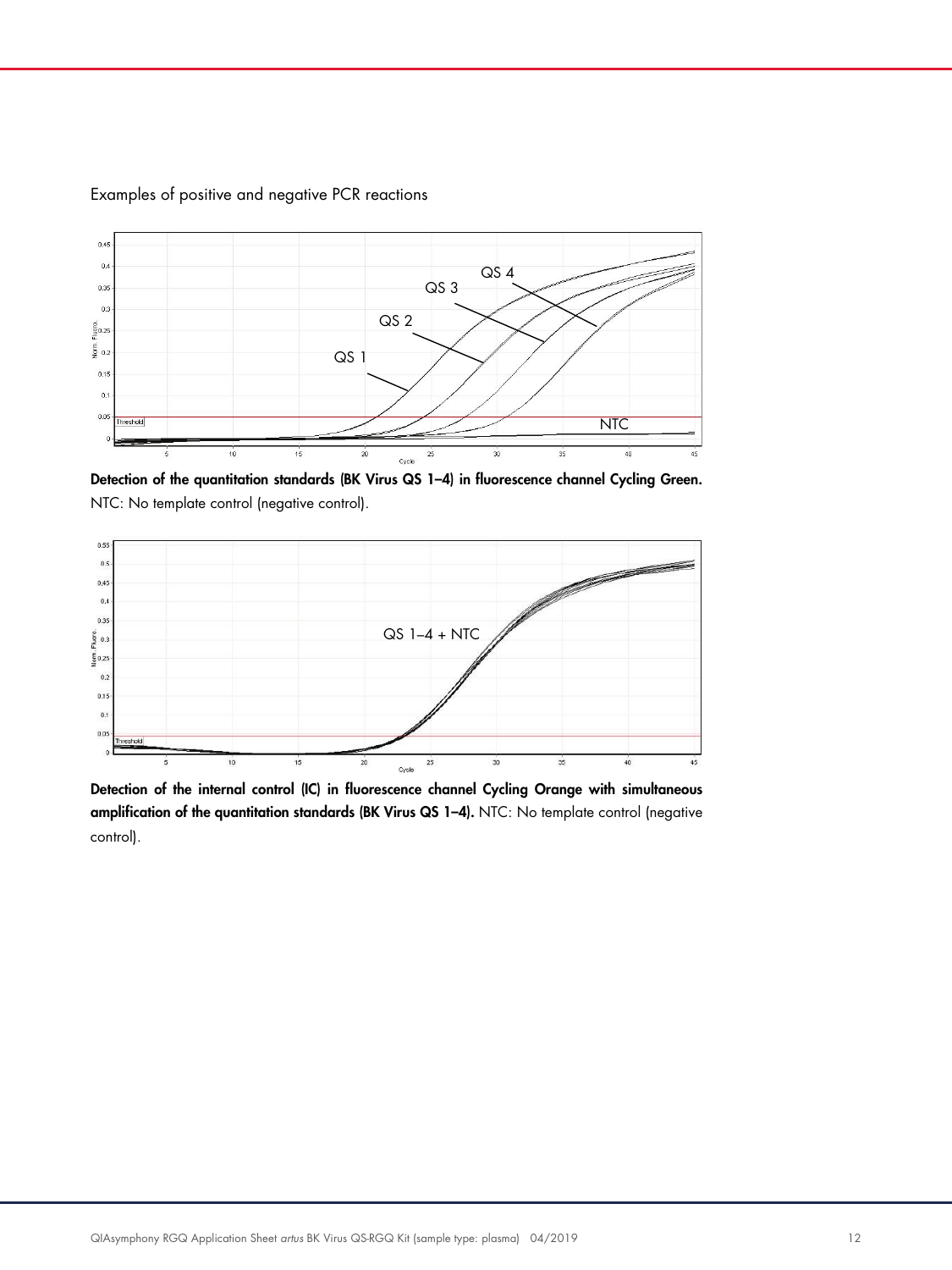Examples of positive and negative PCR reactions

**Detection of the quantitation standards (BK Virus QS 1–4) in fluorescence channel Cycling Green.** NTC: No template control (negative control).

**Detection of the internal control (IC) in fluorescence channel Cycling Orange with simultaneous amplification of the quantitation standards (BK Virus QS 1–4).** NTC: No template control (negative control).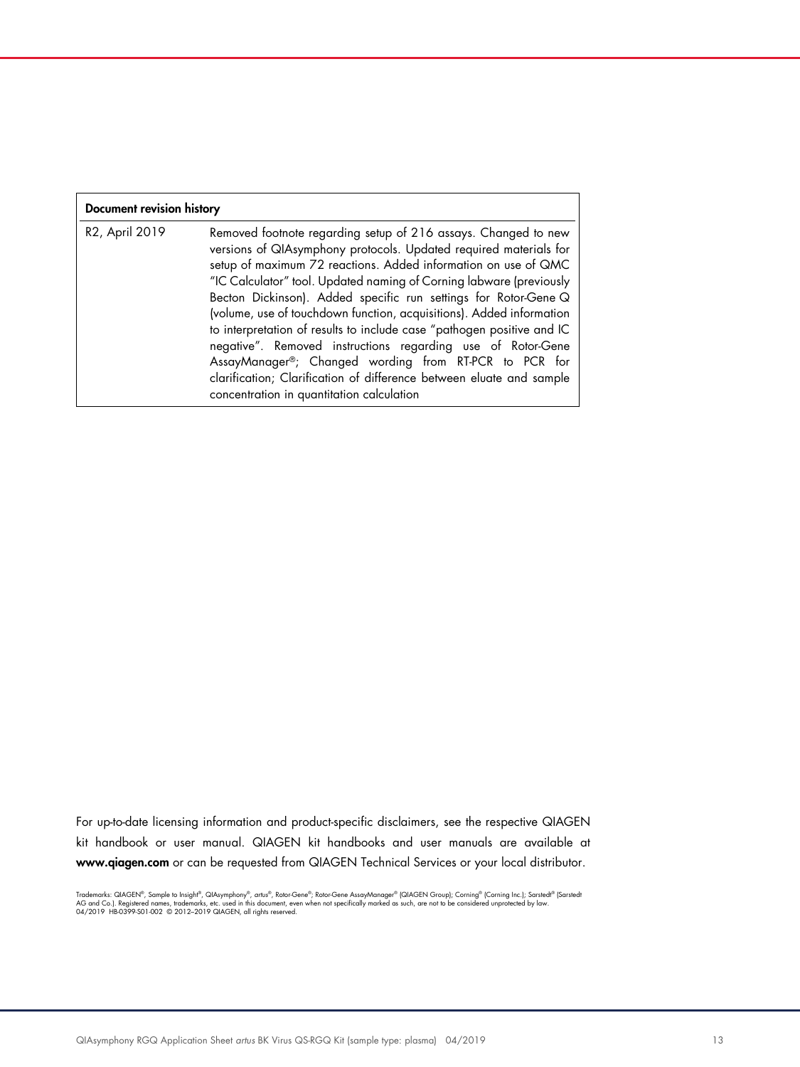| Document revision history | |
| --- | --- |
| R2, April 2019 | Removed footnote regarding setup of 216 assays. Changed to new versions of QIAsymphony protocols. Updated required materials for setup of maximum 72 reactions. Added information on use of QMC "IC Calculator" tool. Updated naming of Corning labware (previously Becton Dickinson). Added specific run settings for Rotor-Gene Q (volume, use of touchdown function, acquisitions). Added information to interpretation of results to include case "pathogen positive and IC negative". Removed instructions regarding use of Rotor-Gene AssayManager®; Changed wording from RT-PCR to PCR for clarification; Clarification of difference between eluate and sample concentration in quantitation calculation |

For up-to-date licensing information and product-specific disclaimers, see the respective QIAGEN kit handbook or user manual. QIAGEN kit handbooks and user manuals are available at **www.qiagen.com** or can be requested from QIAGEN Technical Services or your local distributor.

Trademarks: QIAGEN®, Sample to Insight®, QIAsymphony®, *artus*®, Rotor-Gene®; Rotor-Gene AssayManager® (QIAGEN Group); Corning® (Corning Inc.); Sarstedt® (Sarstedt AG and Co.). Registered names, trademarks, etc. used in this document, even when not specifically marked as such, are not to be considered unprotected by law.
04/2019 HB-0399-S01-002 © 2012–2019 QIAGEN, all rights reserved.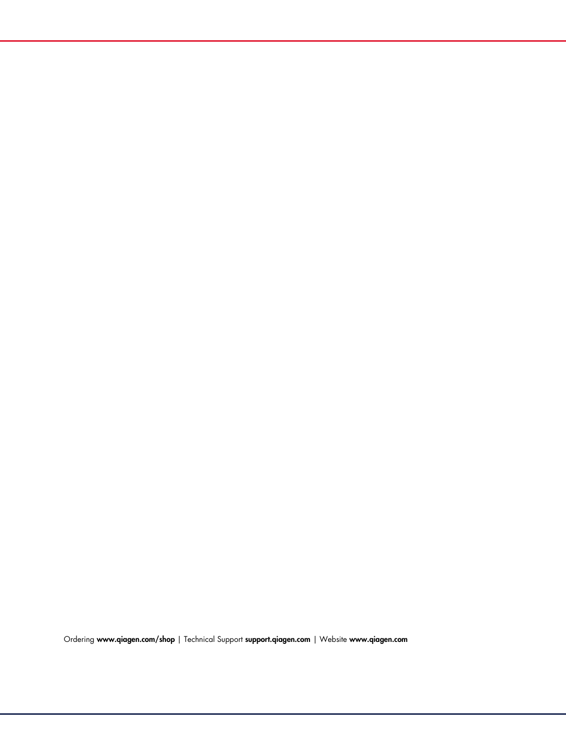Ordering **www.qiagen.com/shop** | Technical Support **support.qiagen.com** | Website **www.qiagen.com**